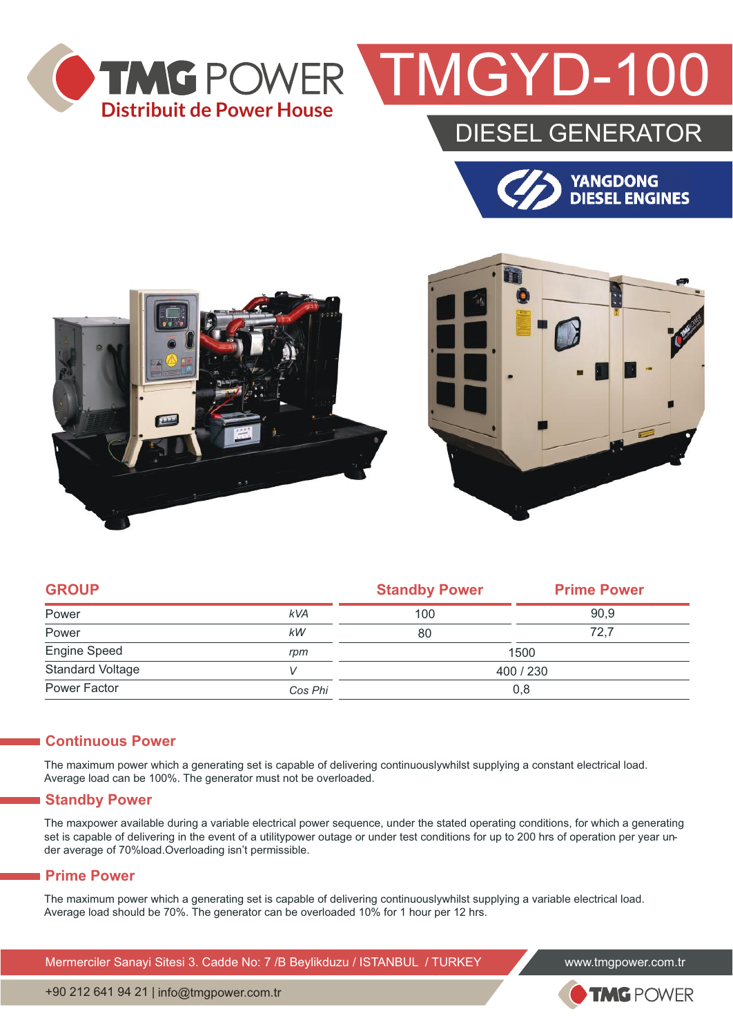TMG POWER
Distribuit de Power House

# TMGYD-100

## DIESEL GENERATOR

YANGDONG DIESEL ENGINES

| GROUP | | Standby Power | Prime Power |
|---|---|---|---|
| Power | *kVA* | 100 | 90,9 |
| Power | *kW* | 80 | 72,7 |
| Engine Speed | *rpm* | 1500 | |
| Standard Voltage | *V* | 400 / 230 | |
| Power Factor | *Cos Phi* | 0,8 | |

### Continuous Power

The maximum power which a generating set is capable of delivering continuouslywhilst supplying a constant electrical load. Average load can be 100%. The generator must not be overloaded.

### Standby Power

The maxpower available during a variable electrical power sequence, under the stated operating conditions, for which a generating set is capable of delivering in the event of a utilitypower outage or under test conditions for up to 200 hrs of operation per year under average of 70%load.Overloading isn't permissible.

### Prime Power

The maximum power which a generating set is capable of delivering continuouslywhilst supplying a variable electrical load. Average load should be 70%. The generator can be overloaded 10% for 1 hour per 12 hrs.

Mermerciler Sanayi Sitesi 3. Cadde No: 7 /B Beylikduzu / ISTANBUL / TURKEY
www.tmgpower.com.tr
+90 212 641 94 21 | info@tmgpower.com.tr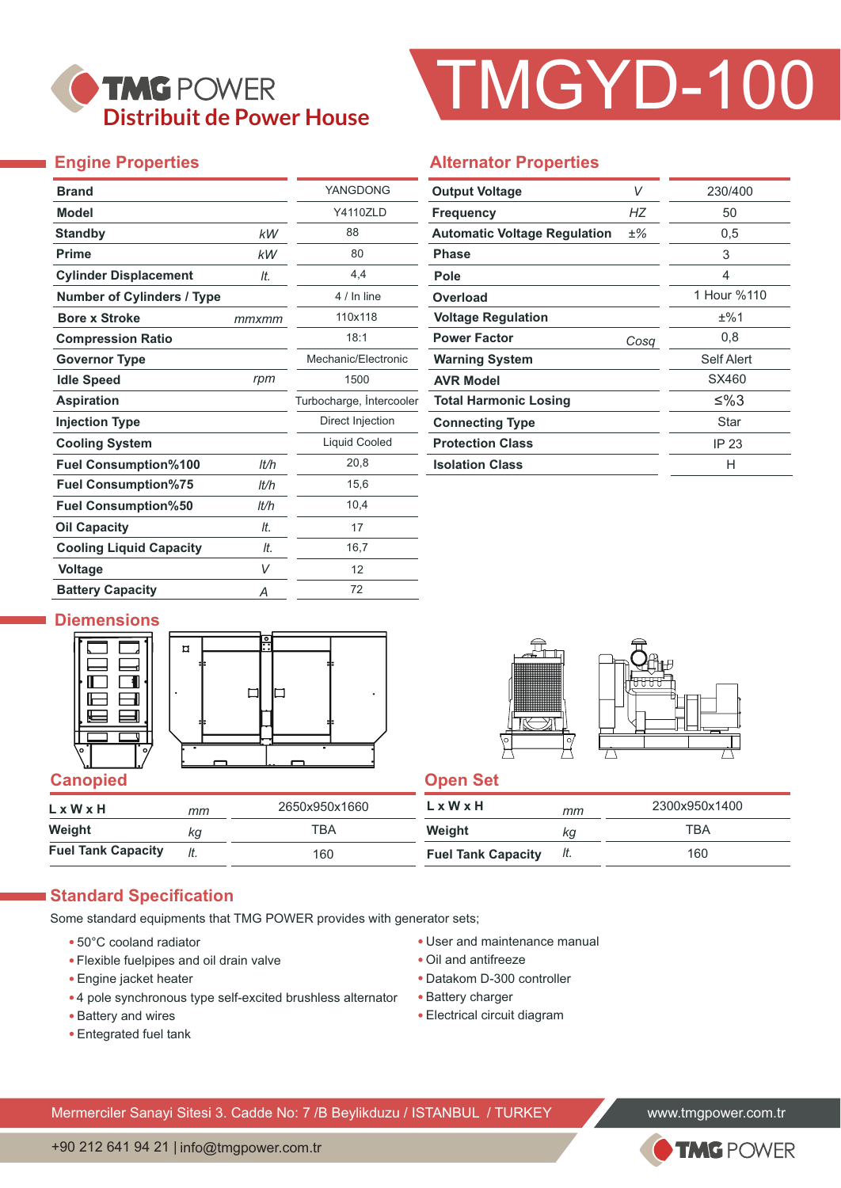# TMGYD-100

TMG POWER
Distribuit de Power House

## Engine Properties

| Property | Unit | Value |
|---|---|---|
| Brand | | YANGDONG |
| Model | | Y4110ZLD |
| Standby | kW | 88 |
| Prime | kW | 80 |
| Cylinder Displacement | lt. | 4,4 |
| Number of Cylinders / Type | | 4 / In line |
| Bore x Stroke | mmxmm | 110x118 |
| Compression Ratio | | 18:1 |
| Governor Type | | Mechanic/Electronic |
| Idle Speed | rpm | 1500 |
| Aspiration | | Turbocharge, İntercooler |
| Injection Type | | Direct Injection |
| Cooling System | | Liquid Cooled |
| Fuel Consumption%100 | lt/h | 20,8 |
| Fuel Consumption%75 | lt/h | 15,6 |
| Fuel Consumption%50 | lt/h | 10,4 |
| Oil Capacity | lt. | 17 |
| Cooling Liquid Capacity | lt. | 16,7 |
| Voltage | V | 12 |
| Battery Capacity | A | 72 |

## Alternator Properties

| Property | Unit | Value |
|---|---|---|
| Output Voltage | V | 230/400 |
| Frequency | HZ | 50 |
| Automatic Voltage Regulation | ±% | 0,5 |
| Phase | | 3 |
| Pole | | 4 |
| Overload | | 1 Hour %110 |
| Voltage Regulation | | ±%1 |
| Power Factor | Cosq | 0,8 |
| Warning System | | Self Alert |
| AVR Model | | SX460 |
| Total Harmonic Losing | | ≤%3 |
| Connecting Type | | Star |
| Protection Class | | IP 23 |
| Isolation Class | | H |

## Diemensions

### Canopied

| | Unit | Value |
|---|---|---|
| L x W x H | mm | 2650x950x1660 |
| Weight | kg | TBA |
| Fuel Tank Capacity | lt. | 160 |

### Open Set

| | Unit | Value |
|---|---|---|
| L x W x H | mm | 2300x950x1400 |
| Weight | kg | TBA |
| Fuel Tank Capacity | lt. | 160 |

## Standard Specification

Some standard equipments that TMG POWER provides with generator sets;

- 50°C cooland radiator
- Flexible fuelpipes and oil drain valve
- Engine jacket heater
- 4 pole synchronous type self-excited brushless alternator
- Battery and wires
- Entegrated fuel tank
- User and maintenance manual
- Oil and antifreeze
- Datakom D-300 controller
- Battery charger
- Electrical circuit diagram

Mermerciler Sanayi Sitesi 3. Cadde No: 7 /B Beylikduzu / ISTANBUL / TURKEY
www.tmgpower.com.tr
+90 212 641 94 21 | info@tmgpower.com.tr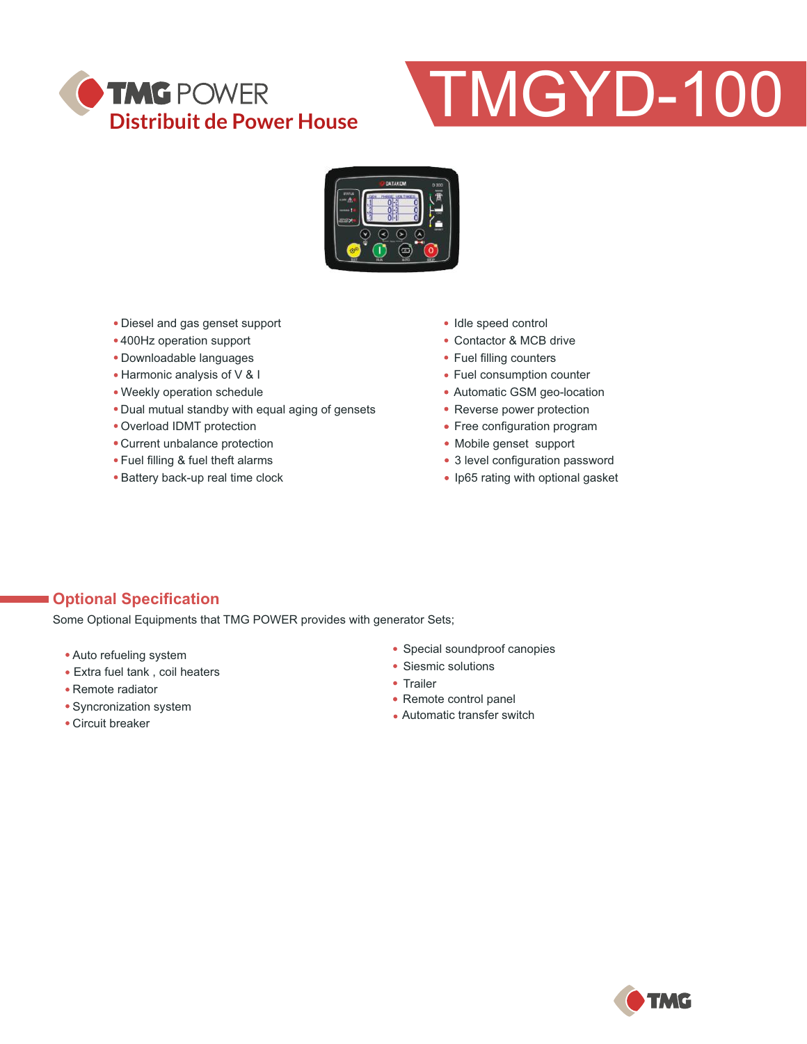TMG POWER
Distribuit de Power House

# TMGYD-100

- Diesel and gas genset support
- 400Hz operation support
- Downloadable languages
- Harmonic analysis of V & I
- Weekly operation schedule
- Dual mutual standby with equal aging of gensets
- Overload IDMT protection
- Current unbalance protection
- Fuel filling & fuel theft alarms
- Battery back-up real time clock
- Idle speed control
- Contactor & MCB drive
- Fuel filling counters
- Fuel consumption counter
- Automatic GSM geo-location
- Reverse power protection
- Free configuration program
- Mobile genset support
- 3 level configuration password
- Ip65 rating with optional gasket

## Optional Specification

Some Optional Equipments that TMG POWER provides with generator Sets;

- Auto refueling system
- Extra fuel tank , coil heaters
- Remote radiator
- Syncronization system
- Circuit breaker
- Special soundproof canopies
- Siesmic solutions
- Trailer
- Remote control panel
- Automatic transfer switch